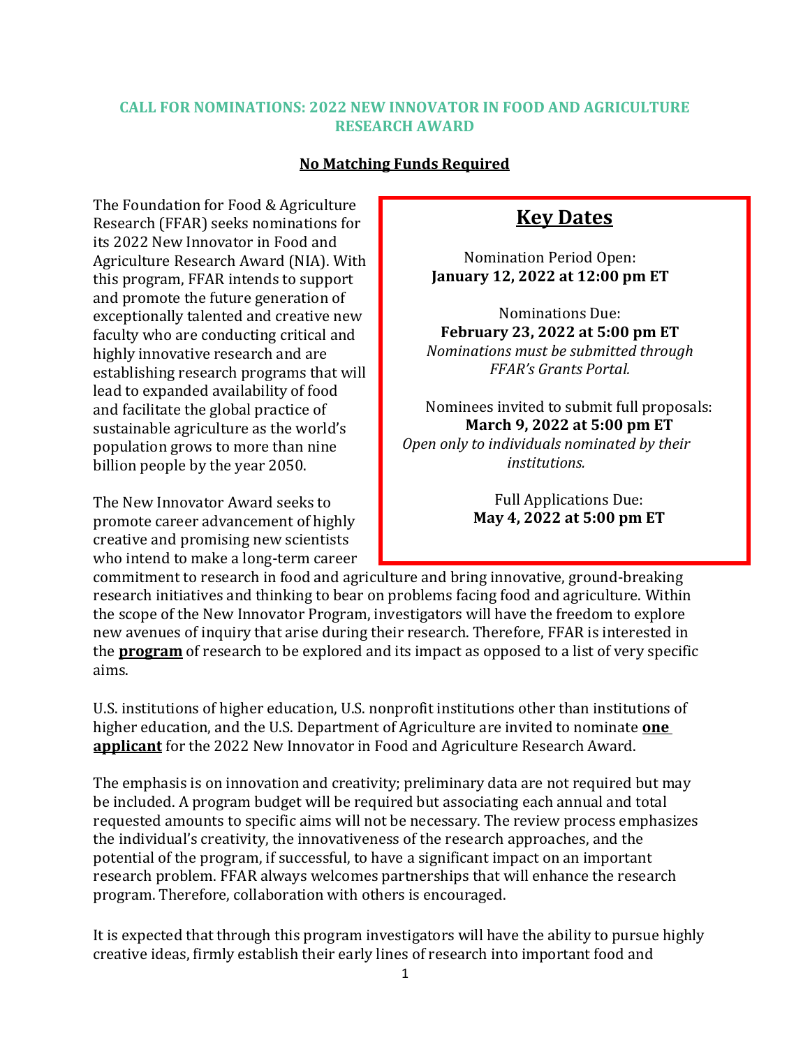## CALL FOR NOMINATIONS: 2022 NEW INNOVATOR IN FOOD AND AGRICULTURE RESEARCH AWARD

**No Matching Funds Required**

The Foundation for Food & Agriculture Research (FFAR) seeks nominations for its 2022 New Innovator in Food and Agriculture Research Award (NIA). With this program, FFAR intends to support and promote the future generation of exceptionally talented and creative new faculty who are conducting critical and highly innovative research and are establishing research programs that will lead to expanded availability of food and facilitate the global practice of sustainable agriculture as the world's population grows to more than nine billion people by the year 2050.

### Key Dates

Nomination Period Open:
**January 12, 2022 at 12:00 pm ET**

Nominations Due:
**February 23, 2022 at 5:00 pm ET**
*Nominations must be submitted through FFAR's Grants Portal.*

Nominees invited to submit full proposals:
**March 9, 2022 at 5:00 pm ET**
*Open only to individuals nominated by their institutions.*

Full Applications Due:
**May 4, 2022 at 5:00 pm ET**

The New Innovator Award seeks to promote career advancement of highly creative and promising new scientists who intend to make a long-term career commitment to research in food and agriculture and bring innovative, ground-breaking research initiatives and thinking to bear on problems facing food and agriculture. Within the scope of the New Innovator Program, investigators will have the freedom to explore new avenues of inquiry that arise during their research. Therefore, FFAR is interested in the **program** of research to be explored and its impact as opposed to a list of very specific aims.

U.S. institutions of higher education, U.S. nonprofit institutions other than institutions of higher education, and the U.S. Department of Agriculture are invited to nominate **one applicant** for the 2022 New Innovator in Food and Agriculture Research Award.

The emphasis is on innovation and creativity; preliminary data are not required but may be included. A program budget will be required but associating each annual and total requested amounts to specific aims will not be necessary. The review process emphasizes the individual's creativity, the innovativeness of the research approaches, and the potential of the program, if successful, to have a significant impact on an important research problem. FFAR always welcomes partnerships that will enhance the research program. Therefore, collaboration with others is encouraged.

It is expected that through this program investigators will have the ability to pursue highly creative ideas, firmly establish their early lines of research into important food and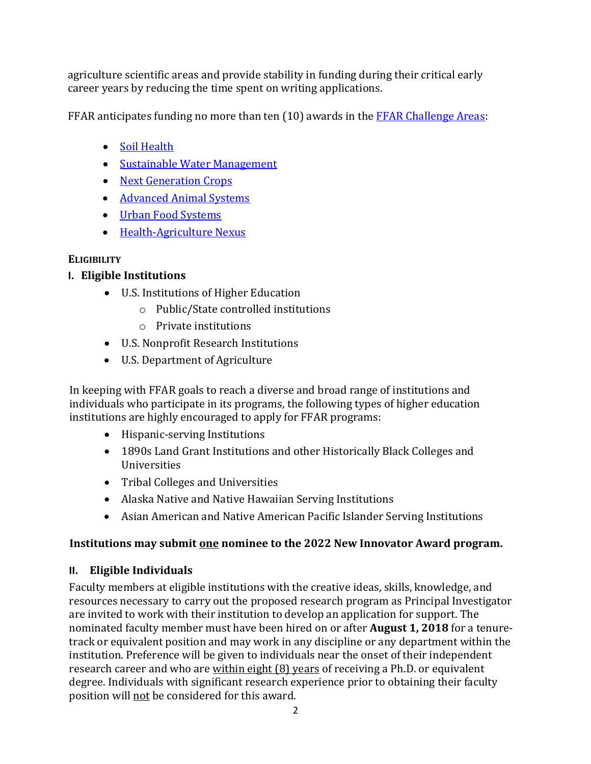agriculture scientific areas and provide stability in funding during their critical early career years by reducing the time spent on writing applications.

FFAR anticipates funding no more than ten (10) awards in the FFAR Challenge Areas:

- Soil Health
- Sustainable Water Management
- Next Generation Crops
- Advanced Animal Systems
- Urban Food Systems
- Health-Agriculture Nexus

## ELIGIBILITY

### I. Eligible Institutions

- U.S. Institutions of Higher Education
  - Public/State controlled institutions
  - Private institutions
- U.S. Nonprofit Research Institutions
- U.S. Department of Agriculture

In keeping with FFAR goals to reach a diverse and broad range of institutions and individuals who participate in its programs, the following types of higher education institutions are highly encouraged to apply for FFAR programs:

- Hispanic-serving Institutions
- 1890s Land Grant Institutions and other Historically Black Colleges and Universities
- Tribal Colleges and Universities
- Alaska Native and Native Hawaiian Serving Institutions
- Asian American and Native American Pacific Islander Serving Institutions

**Institutions may submit one nominee to the 2022 New Innovator Award program.**

### II. Eligible Individuals

Faculty members at eligible institutions with the creative ideas, skills, knowledge, and resources necessary to carry out the proposed research program as Principal Investigator are invited to work with their institution to develop an application for support. The nominated faculty member must have been hired on or after **August 1, 2018** for a tenure-track or equivalent position and may work in any discipline or any department within the institution. Preference will be given to individuals near the onset of their independent research career and who are within eight (8) years of receiving a Ph.D. or equivalent degree. Individuals with significant research experience prior to obtaining their faculty position will not be considered for this award.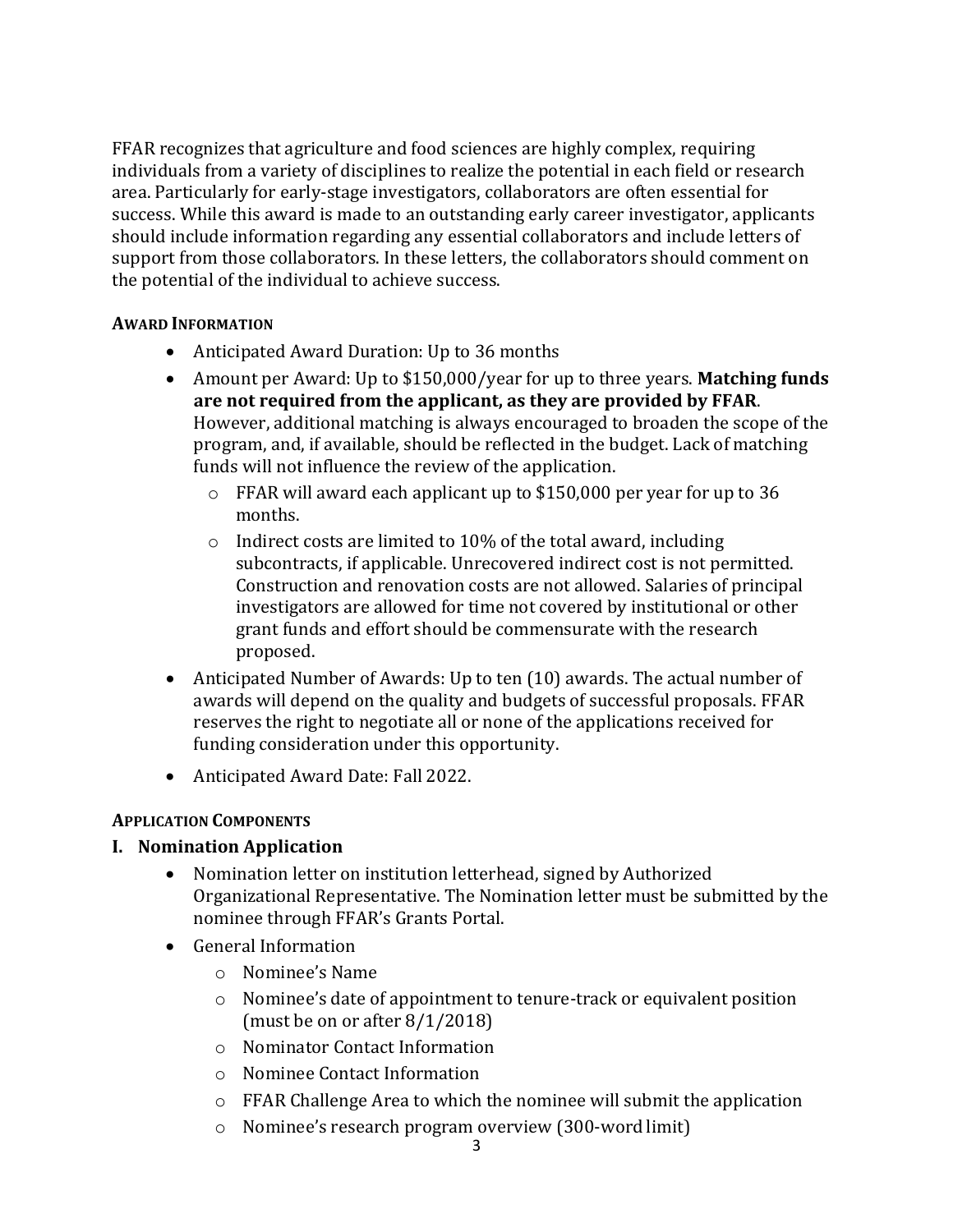FFAR recognizes that agriculture and food sciences are highly complex, requiring individuals from a variety of disciplines to realize the potential in each field or research area. Particularly for early-stage investigators, collaborators are often essential for success. While this award is made to an outstanding early career investigator, applicants should include information regarding any essential collaborators and include letters of support from those collaborators. In these letters, the collaborators should comment on the potential of the individual to achieve success.

#### AWARD INFORMATION

- Anticipated Award Duration: Up to 36 months
- Amount per Award: Up to $150,000/year for up to three years. **Matching funds are not required from the applicant, as they are provided by FFAR**. However, additional matching is always encouraged to broaden the scope of the program, and, if available, should be reflected in the budget. Lack of matching funds will not influence the review of the application.
  - FFAR will award each applicant up to $150,000 per year for up to 36 months.
  - Indirect costs are limited to 10% of the total award, including subcontracts, if applicable. Unrecovered indirect cost is not permitted. Construction and renovation costs are not allowed. Salaries of principal investigators are allowed for time not covered by institutional or other grant funds and effort should be commensurate with the research proposed.
- Anticipated Number of Awards: Up to ten (10) awards. The actual number of awards will depend on the quality and budgets of successful proposals. FFAR reserves the right to negotiate all or none of the applications received for funding consideration under this opportunity.
- Anticipated Award Date: Fall 2022.

#### APPLICATION COMPONENTS

### I. Nomination Application

- Nomination letter on institution letterhead, signed by Authorized Organizational Representative. The Nomination letter must be submitted by the nominee through FFAR's Grants Portal.
- General Information
  - Nominee's Name
  - Nominee's date of appointment to tenure-track or equivalent position (must be on or after 8/1/2018)
  - Nominator Contact Information
  - Nominee Contact Information
  - FFAR Challenge Area to which the nominee will submit the application
  - Nominee's research program overview (300-word limit)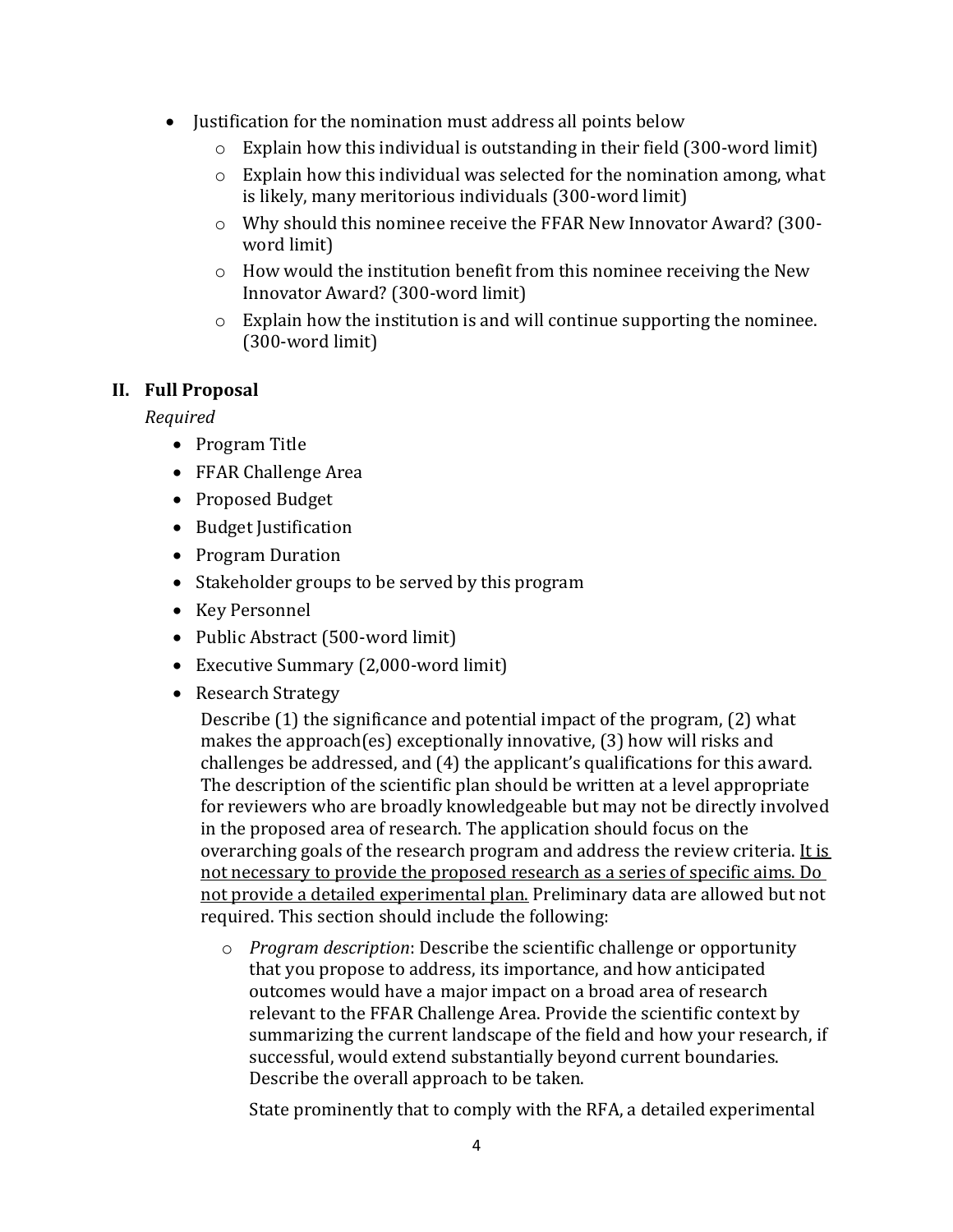- Justification for the nomination must address all points below
  - Explain how this individual is outstanding in their field (300-word limit)
  - Explain how this individual was selected for the nomination among, what is likely, many meritorious individuals (300-word limit)
  - Why should this nominee receive the FFAR New Innovator Award? (300-word limit)
  - How would the institution benefit from this nominee receiving the New Innovator Award? (300-word limit)
  - Explain how the institution is and will continue supporting the nominee. (300-word limit)

## II. Full Proposal

*Required*

- Program Title
- FFAR Challenge Area
- Proposed Budget
- Budget Justification
- Program Duration
- Stakeholder groups to be served by this program
- Key Personnel
- Public Abstract (500-word limit)
- Executive Summary (2,000-word limit)
- Research Strategy

  Describe (1) the significance and potential impact of the program, (2) what makes the approach(es) exceptionally innovative, (3) how will risks and challenges be addressed, and (4) the applicant's qualifications for this award. The description of the scientific plan should be written at a level appropriate for reviewers who are broadly knowledgeable but may not be directly involved in the proposed area of research. The application should focus on the overarching goals of the research program and address the review criteria. <u>It is not necessary to provide the proposed research as a series of specific aims. Do not provide a detailed experimental plan.</u> Preliminary data are allowed but not required. This section should include the following:

  - *Program description*: Describe the scientific challenge or opportunity that you propose to address, its importance, and how anticipated outcomes would have a major impact on a broad area of research relevant to the FFAR Challenge Area. Provide the scientific context by summarizing the current landscape of the field and how your research, if successful, would extend substantially beyond current boundaries. Describe the overall approach to be taken.

    State prominently that to comply with the RFA, a detailed experimental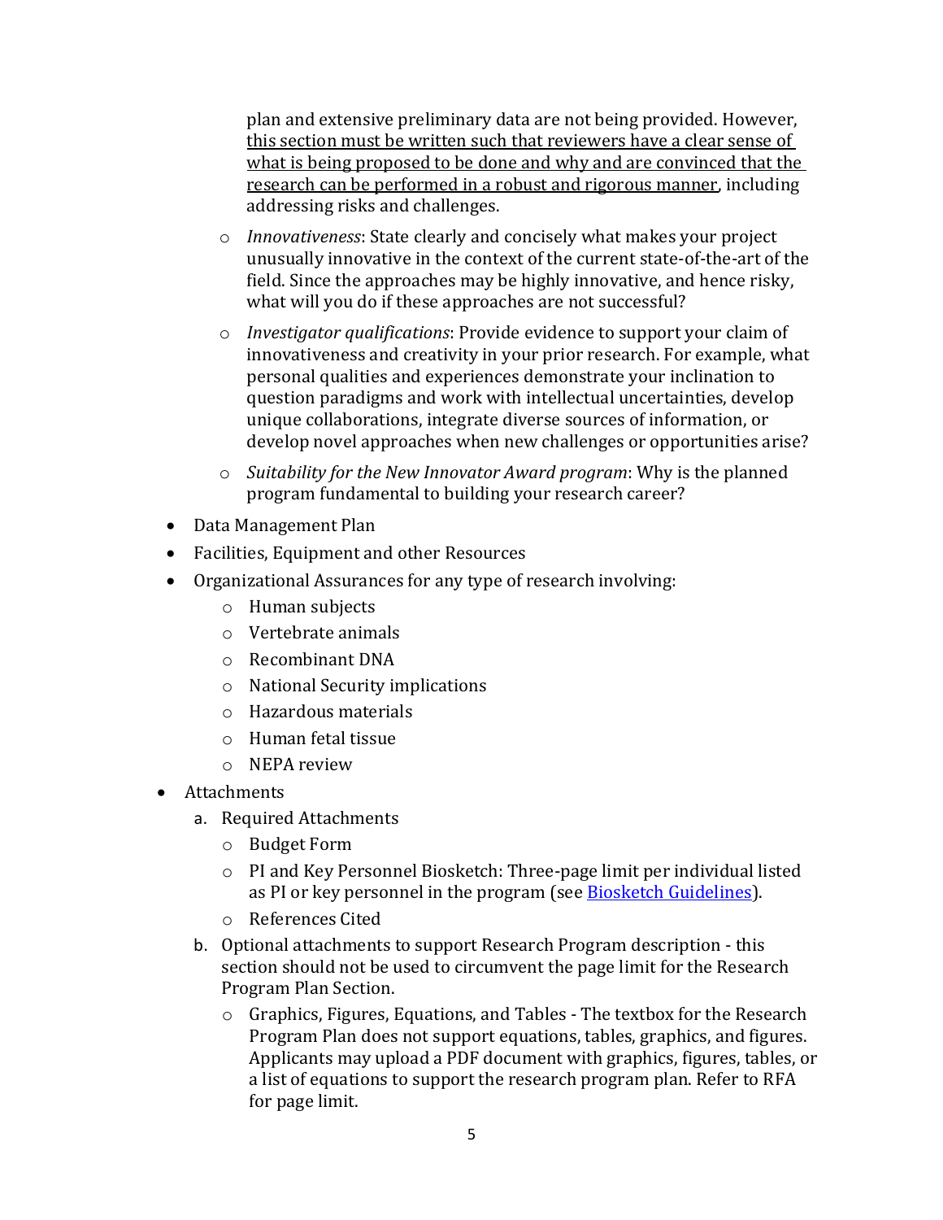plan and extensive preliminary data are not being provided. However, <u>this section must be written such that reviewers have a clear sense of what is being proposed to be done and why and are convinced that the research can be performed in a robust and rigorous manner</u>, including addressing risks and challenges.

  - *Innovativeness*: State clearly and concisely what makes your project unusually innovative in the context of the current state-of-the-art of the field. Since the approaches may be highly innovative, and hence risky, what will you do if these approaches are not successful?
  - *Investigator qualifications*: Provide evidence to support your claim of innovativeness and creativity in your prior research. For example, what personal qualities and experiences demonstrate your inclination to question paradigms and work with intellectual uncertainties, develop unique collaborations, integrate diverse sources of information, or develop novel approaches when new challenges or opportunities arise?
  - *Suitability for the New Innovator Award program*: Why is the planned program fundamental to building your research career?

- Data Management Plan
- Facilities, Equipment and other Resources
- Organizational Assurances for any type of research involving:
  - Human subjects
  - Vertebrate animals
  - Recombinant DNA
  - National Security implications
  - Hazardous materials
  - Human fetal tissue
  - NEPA review

- Attachments
  a. Required Attachments
     - Budget Form
     - PI and Key Personnel Biosketch: Three-page limit per individual listed as PI or key personnel in the program (see [Biosketch Guidelines]).
     - References Cited
  b. Optional attachments to support Research Program description - this section should not be used to circumvent the page limit for the Research Program Plan Section.
     - Graphics, Figures, Equations, and Tables - The textbox for the Research Program Plan does not support equations, tables, graphics, and figures. Applicants may upload a PDF document with graphics, figures, tables, or a list of equations to support the research program plan. Refer to RFA for page limit.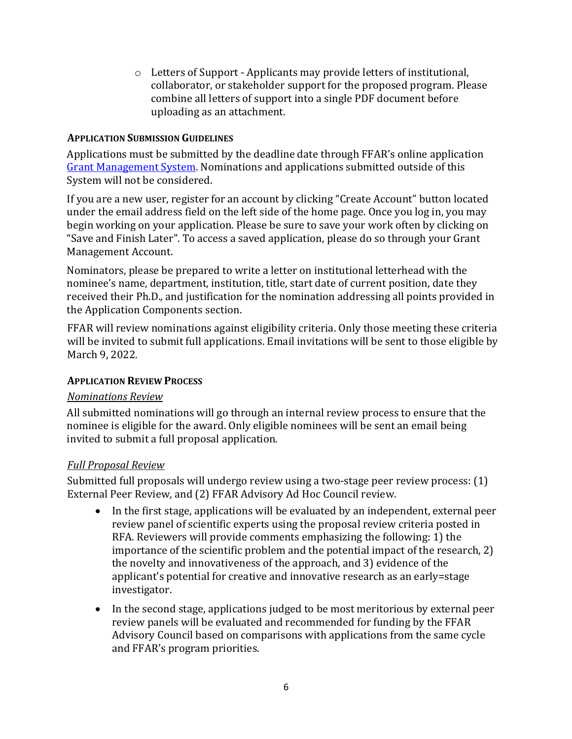- Letters of Support - Applicants may provide letters of institutional, collaborator, or stakeholder support for the proposed program. Please combine all letters of support into a single PDF document before uploading as an attachment.

### Application Submission Guidelines

Applications must be submitted by the deadline date through FFAR's online application Grant Management System. Nominations and applications submitted outside of this System will not be considered.

If you are a new user, register for an account by clicking "Create Account" button located under the email address field on the left side of the home page. Once you log in, you may begin working on your application. Please be sure to save your work often by clicking on "Save and Finish Later". To access a saved application, please do so through your Grant Management Account.

Nominators, please be prepared to write a letter on institutional letterhead with the nominee's name, department, institution, title, start date of current position, date they received their Ph.D., and justification for the nomination addressing all points provided in the Application Components section.

FFAR will review nominations against eligibility criteria. Only those meeting these criteria will be invited to submit full applications. Email invitations will be sent to those eligible by March 9, 2022.

### Application Review Process

*Nominations Review*

All submitted nominations will go through an internal review process to ensure that the nominee is eligible for the award. Only eligible nominees will be sent an email being invited to submit a full proposal application.

*Full Proposal Review*

Submitted full proposals will undergo review using a two-stage peer review process: (1) External Peer Review, and (2) FFAR Advisory Ad Hoc Council review.

- In the first stage, applications will be evaluated by an independent, external peer review panel of scientific experts using the proposal review criteria posted in RFA. Reviewers will provide comments emphasizing the following: 1) the importance of the scientific problem and the potential impact of the research, 2) the novelty and innovativeness of the approach, and 3) evidence of the applicant's potential for creative and innovative research as an early=stage investigator.
- In the second stage, applications judged to be most meritorious by external peer review panels will be evaluated and recommended for funding by the FFAR Advisory Council based on comparisons with applications from the same cycle and FFAR's program priorities.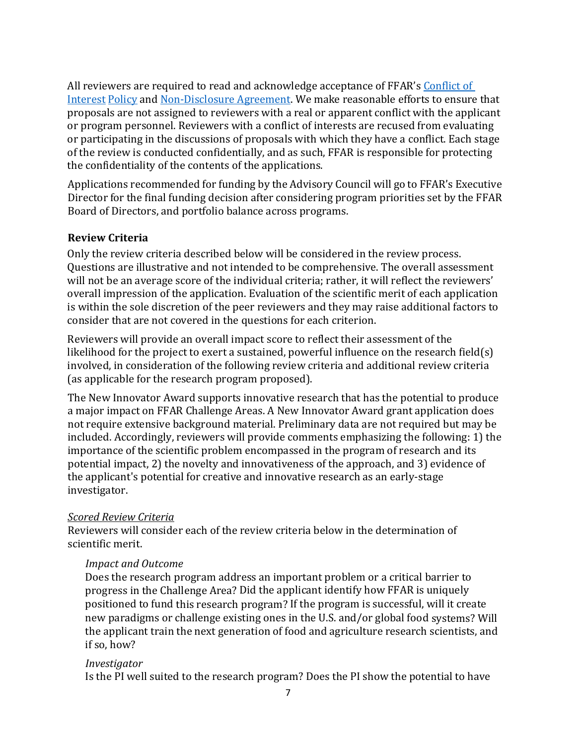All reviewers are required to read and acknowledge acceptance of FFAR's [Conflict of Interest Policy] and [Non-Disclosure Agreement]. We make reasonable efforts to ensure that proposals are not assigned to reviewers with a real or apparent conflict with the applicant or program personnel. Reviewers with a conflict of interests are recused from evaluating or participating in the discussions of proposals with which they have a conflict. Each stage of the review is conducted confidentially, and as such, FFAR is responsible for protecting the confidentiality of the contents of the applications.

Applications recommended for funding by the Advisory Council will go to FFAR's Executive Director for the final funding decision after considering program priorities set by the FFAR Board of Directors, and portfolio balance across programs.

### Review Criteria

Only the review criteria described below will be considered in the review process. Questions are illustrative and not intended to be comprehensive. The overall assessment will not be an average score of the individual criteria; rather, it will reflect the reviewers' overall impression of the application. Evaluation of the scientific merit of each application is within the sole discretion of the peer reviewers and they may raise additional factors to consider that are not covered in the questions for each criterion.

Reviewers will provide an overall impact score to reflect their assessment of the likelihood for the project to exert a sustained, powerful influence on the research field(s) involved, in consideration of the following review criteria and additional review criteria (as applicable for the research program proposed).

The New Innovator Award supports innovative research that has the potential to produce a major impact on FFAR Challenge Areas. A New Innovator Award grant application does not require extensive background material. Preliminary data are not required but may be included. Accordingly, reviewers will provide comments emphasizing the following: 1) the importance of the scientific problem encompassed in the program of research and its potential impact, 2) the novelty and innovativeness of the approach, and 3) evidence of the applicant's potential for creative and innovative research as an early-stage investigator.

*Scored Review Criteria*

Reviewers will consider each of the review criteria below in the determination of scientific merit.

*Impact and Outcome*

Does the research program address an important problem or a critical barrier to progress in the Challenge Area? Did the applicant identify how FFAR is uniquely positioned to fund this research program? If the program is successful, will it create new paradigms or challenge existing ones in the U.S. and/or global food systems? Will the applicant train the next generation of food and agriculture research scientists, and if so, how?

*Investigator*

Is the PI well suited to the research program? Does the PI show the potential to have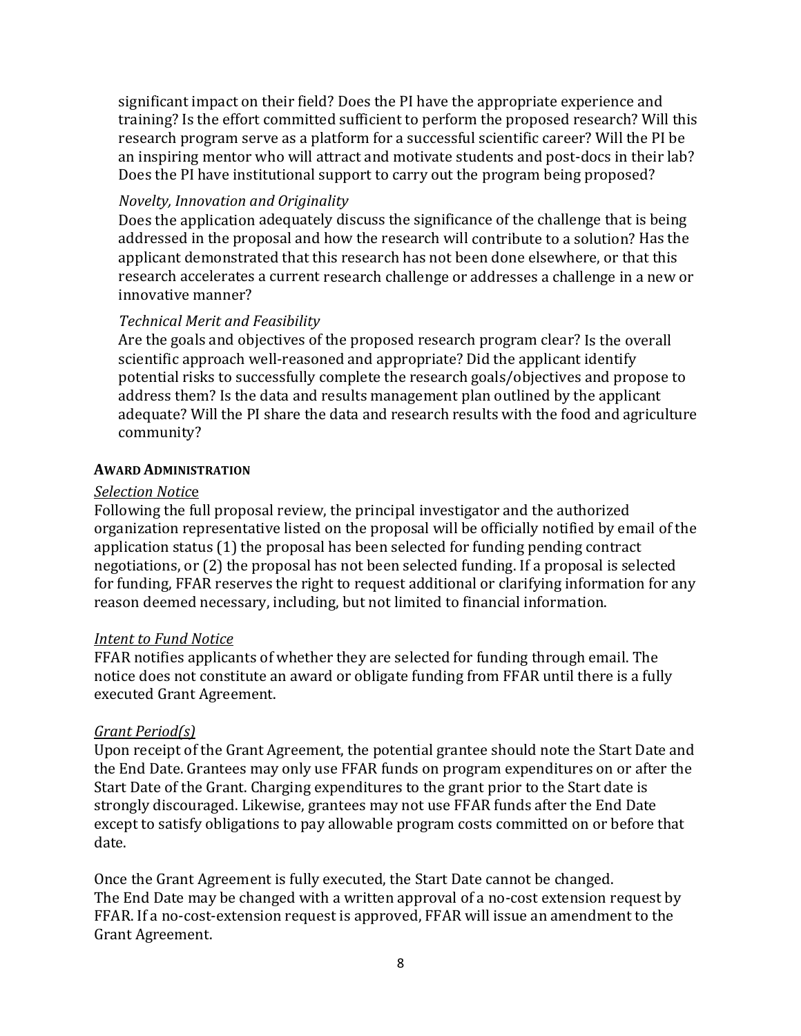significant impact on their field? Does the PI have the appropriate experience and training? Is the effort committed sufficient to perform the proposed research? Will this research program serve as a platform for a successful scientific career? Will the PI be an inspiring mentor who will attract and motivate students and post-docs in their lab? Does the PI have institutional support to carry out the program being proposed?

*Novelty, Innovation and Originality*
Does the application adequately discuss the significance of the challenge that is being addressed in the proposal and how the research will contribute to a solution? Has the applicant demonstrated that this research has not been done elsewhere, or that this research accelerates a current research challenge or addresses a challenge in a new or innovative manner?

*Technical Merit and Feasibility*
Are the goals and objectives of the proposed research program clear? Is the overall scientific approach well-reasoned and appropriate? Did the applicant identify potential risks to successfully complete the research goals/objectives and propose to address them? Is the data and results management plan outlined by the applicant adequate? Will the PI share the data and research results with the food and agriculture community?

**AWARD ADMINISTRATION**

*Selection Notice*
Following the full proposal review, the principal investigator and the authorized organization representative listed on the proposal will be officially notified by email of the application status (1) the proposal has been selected for funding pending contract negotiations, or (2) the proposal has not been selected funding. If a proposal is selected for funding, FFAR reserves the right to request additional or clarifying information for any reason deemed necessary, including, but not limited to financial information.

*Intent to Fund Notice*
FFAR notifies applicants of whether they are selected for funding through email. The notice does not constitute an award or obligate funding from FFAR until there is a fully executed Grant Agreement.

*Grant Period(s)*
Upon receipt of the Grant Agreement, the potential grantee should note the Start Date and the End Date. Grantees may only use FFAR funds on program expenditures on or after the Start Date of the Grant. Charging expenditures to the grant prior to the Start date is strongly discouraged. Likewise, grantees may not use FFAR funds after the End Date except to satisfy obligations to pay allowable program costs committed on or before that date.

Once the Grant Agreement is fully executed, the Start Date cannot be changed.
The End Date may be changed with a written approval of a no-cost extension request by FFAR. If a no-cost-extension request is approved, FFAR will issue an amendment to the Grant Agreement.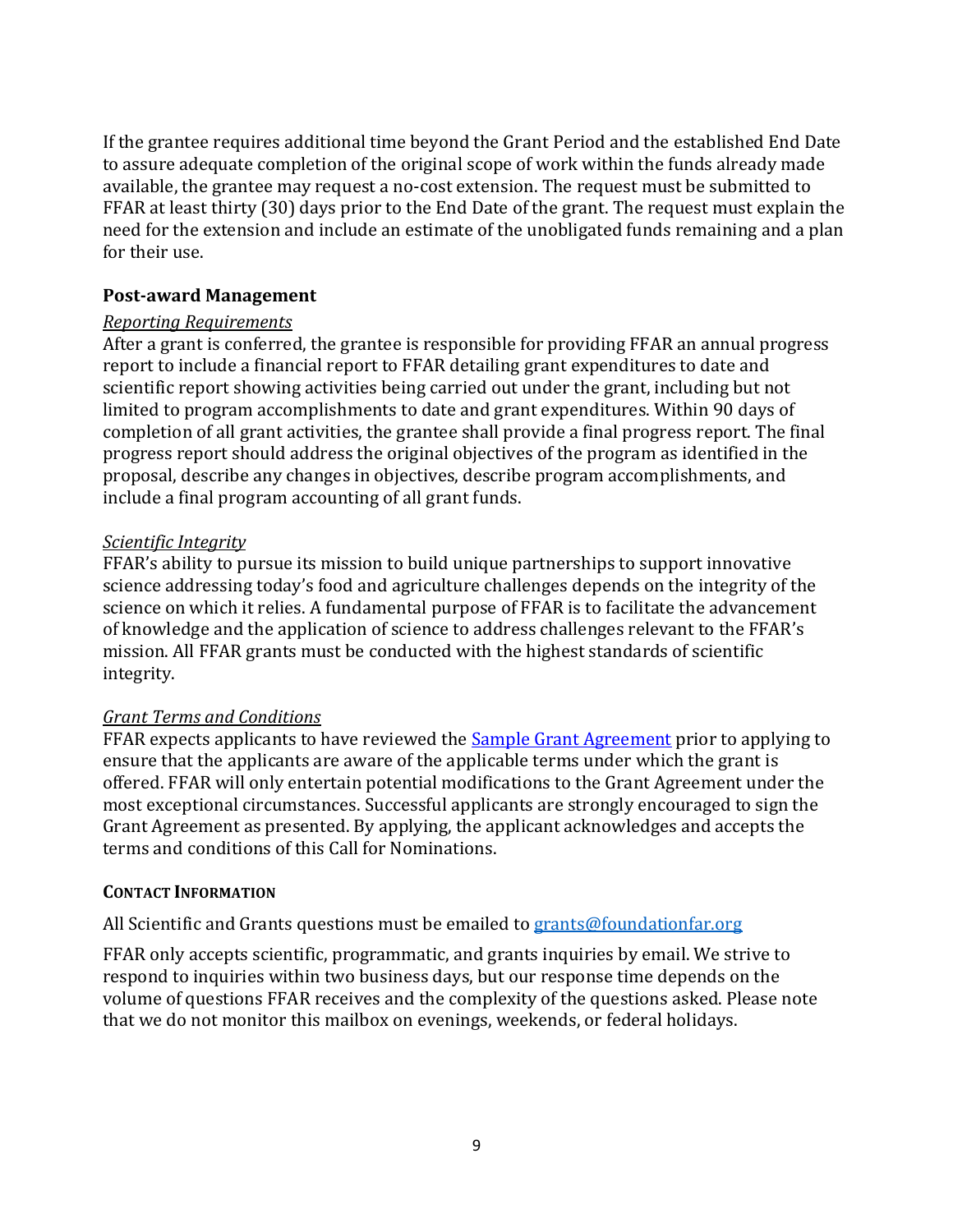If the grantee requires additional time beyond the Grant Period and the established End Date to assure adequate completion of the original scope of work within the funds already made available, the grantee may request a no-cost extension. The request must be submitted to FFAR at least thirty (30) days prior to the End Date of the grant. The request must explain the need for the extension and include an estimate of the unobligated funds remaining and a plan for their use.

### Post-award Management

*Reporting Requirements*

After a grant is conferred, the grantee is responsible for providing FFAR an annual progress report to include a financial report to FFAR detailing grant expenditures to date and scientific report showing activities being carried out under the grant, including but not limited to program accomplishments to date and grant expenditures. Within 90 days of completion of all grant activities, the grantee shall provide a final progress report. The final progress report should address the original objectives of the program as identified in the proposal, describe any changes in objectives, describe program accomplishments, and include a final program accounting of all grant funds.

*Scientific Integrity*

FFAR's ability to pursue its mission to build unique partnerships to support innovative science addressing today's food and agriculture challenges depends on the integrity of the science on which it relies. A fundamental purpose of FFAR is to facilitate the advancement of knowledge and the application of science to address challenges relevant to the FFAR's mission. All FFAR grants must be conducted with the highest standards of scientific integrity.

*Grant Terms and Conditions*

FFAR expects applicants to have reviewed the [Sample Grant Agreement] prior to applying to ensure that the applicants are aware of the applicable terms under which the grant is offered. FFAR will only entertain potential modifications to the Grant Agreement under the most exceptional circumstances. Successful applicants are strongly encouraged to sign the Grant Agreement as presented. By applying, the applicant acknowledges and accepts the terms and conditions of this Call for Nominations.

### Contact Information

All Scientific and Grants questions must be emailed to grants@foundationfar.org

FFAR only accepts scientific, programmatic, and grants inquiries by email. We strive to respond to inquiries within two business days, but our response time depends on the volume of questions FFAR receives and the complexity of the questions asked. Please note that we do not monitor this mailbox on evenings, weekends, or federal holidays.